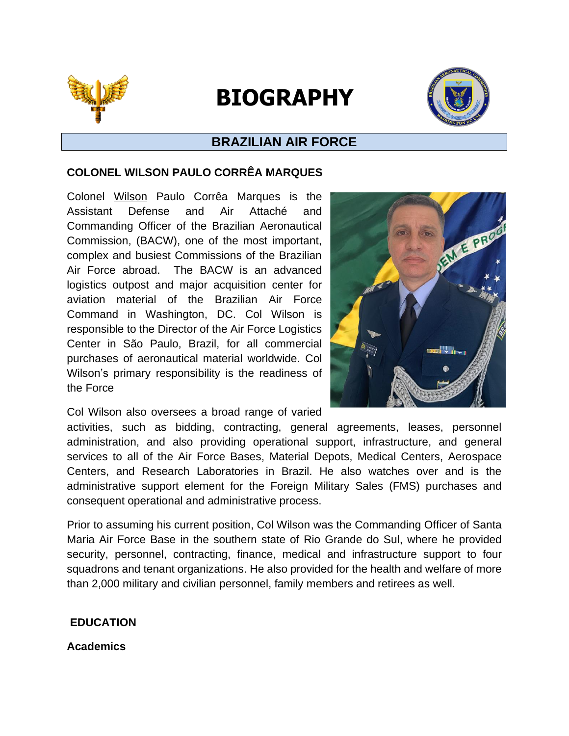# BIOGRAPHY

## BRAZILIAN AIR FORCE

### COLONEL WILSON PAULO CORRÊA MARQUES

Colonel Wilson Paulo Corrêa Marques is the Assistant Defense and Air Attaché and Commanding Officer of the Brazilian Aeronautical Commission, (BACW), one of the most important, complex and busiest Commissions of the Brazilian Air Force abroad. The BACW is an advanced logistics outpost and major acquisition center for aviation material of the Brazilian Air Force Command in Washington, DC. Col Wilson is responsible to the Director of the Air Force Logistics Center in São Paulo, Brazil, for all commercial purchases of aeronautical material worldwide. Col Wilson's primary responsibility is the readiness of the Force

Col Wilson also oversees a broad range of varied activities, such as bidding, contracting, general agreements, leases, personnel administration, and also providing operational support, infrastructure, and general services to all of the Air Force Bases, Material Depots, Medical Centers, Aerospace Centers, and Research Laboratories in Brazil. He also watches over and is the administrative support element for the Foreign Military Sales (FMS) purchases and consequent operational and administrative process.

Prior to assuming his current position, Col Wilson was the Commanding Officer of Santa Maria Air Force Base in the southern state of Rio Grande do Sul, where he provided security, personnel, contracting, finance, medical and infrastructure support to four squadrons and tenant organizations. He also provided for the health and welfare of more than 2,000 military and civilian personnel, family members and retirees as well.

### EDUCATION

**Academics**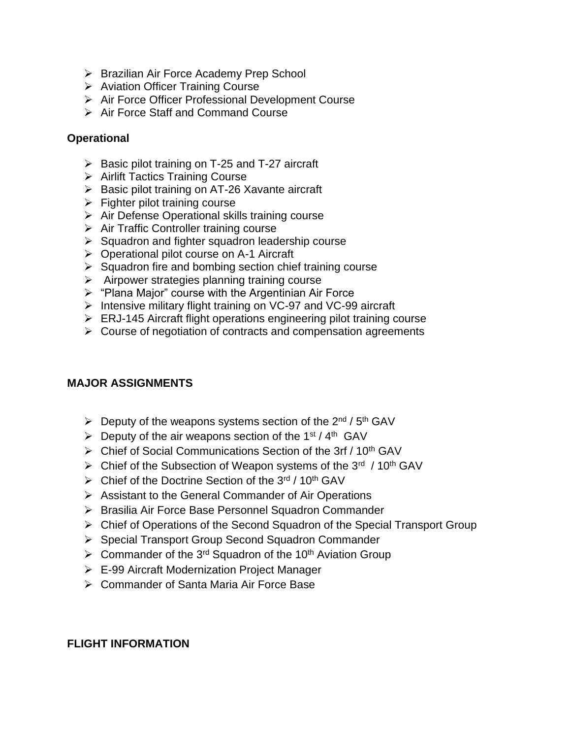- Brazilian Air Force Academy Prep School
- Aviation Officer Training Course
- Air Force Officer Professional Development Course
- Air Force Staff and Command Course

**Operational**

- Basic pilot training on T-25 and T-27 aircraft
- Airlift Tactics Training Course
- Basic pilot training on AT-26 Xavante aircraft
- Fighter pilot training course
- Air Defense Operational skills training course
- Air Traffic Controller training course
- Squadron and fighter squadron leadership course
- Operational pilot course on A-1 Aircraft
- Squadron fire and bombing section chief training course
- Airpower strategies planning training course
- "Plana Major" course with the Argentinian Air Force
- Intensive military flight training on VC-97 and VC-99 aircraft
- ERJ-145 Aircraft flight operations engineering pilot training course
- Course of negotiation of contracts and compensation agreements

**MAJOR ASSIGNMENTS**

- Deputy of the weapons systems section of the 2nd / 5th GAV
- Deputy of the air weapons section of the 1st / 4th GAV
- Chief of Social Communications Section of the 3rf / 10th GAV
- Chief of the Subsection of Weapon systems of the 3rd / 10th GAV
- Chief of the Doctrine Section of the 3rd / 10th GAV
- Assistant to the General Commander of Air Operations
- Brasilia Air Force Base Personnel Squadron Commander
- Chief of Operations of the Second Squadron of the Special Transport Group
- Special Transport Group Second Squadron Commander
- Commander of the 3rd Squadron of the 10th Aviation Group
- E-99 Aircraft Modernization Project Manager
- Commander of Santa Maria Air Force Base

**FLIGHT INFORMATION**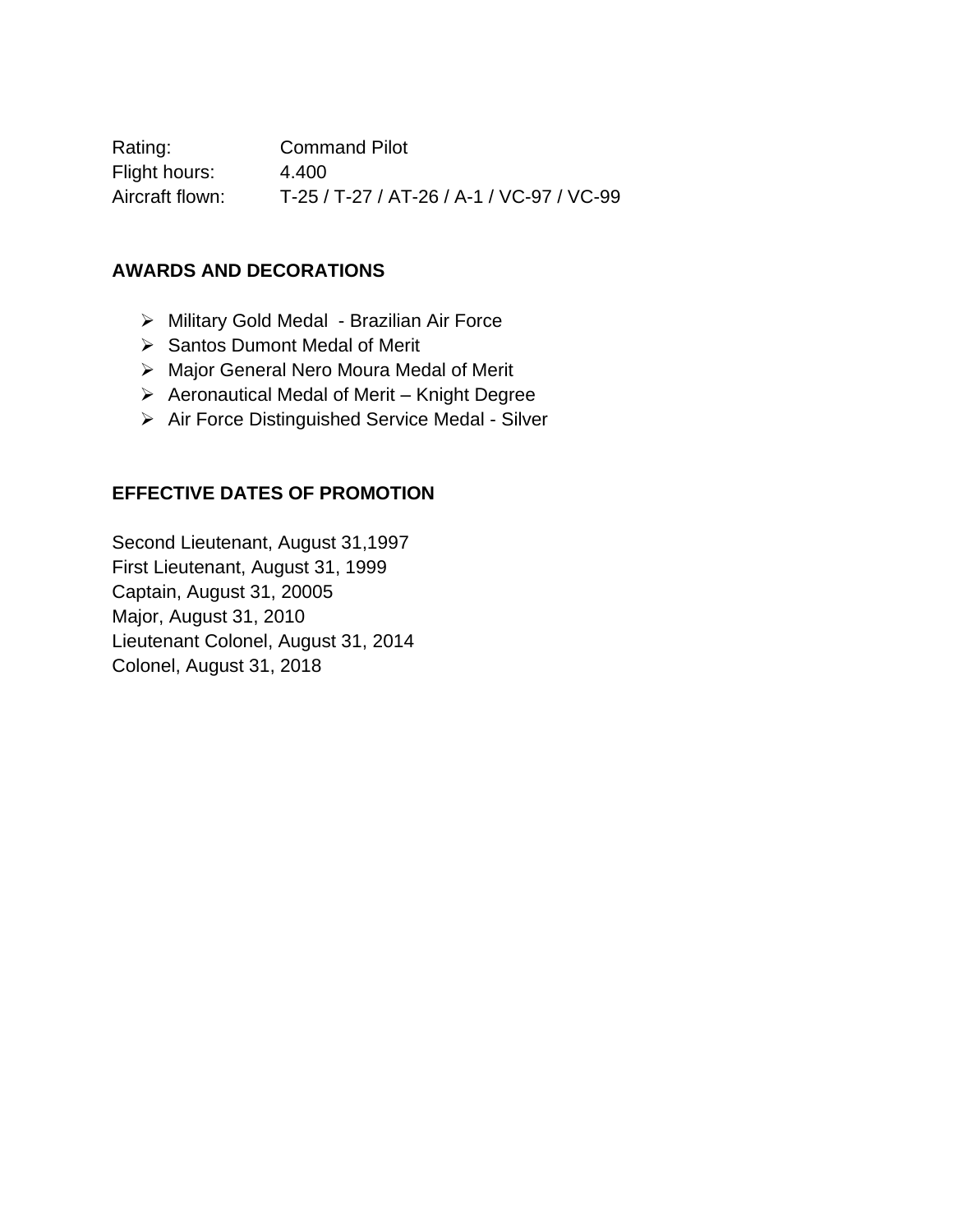Rating: Command Pilot
Flight hours: 4.400
Aircraft flown: T-25 / T-27 / AT-26 / A-1 / VC-97 / VC-99

**AWARDS AND DECORATIONS**

- Military Gold Medal - Brazilian Air Force
- Santos Dumont Medal of Merit
- Major General Nero Moura Medal of Merit
- Aeronautical Medal of Merit – Knight Degree
- Air Force Distinguished Service Medal - Silver

**EFFECTIVE DATES OF PROMOTION**

Second Lieutenant, August 31,1997
First Lieutenant, August 31, 1999
Captain, August 31, 20005
Major, August 31, 2010
Lieutenant Colonel, August 31, 2014
Colonel, August 31, 2018